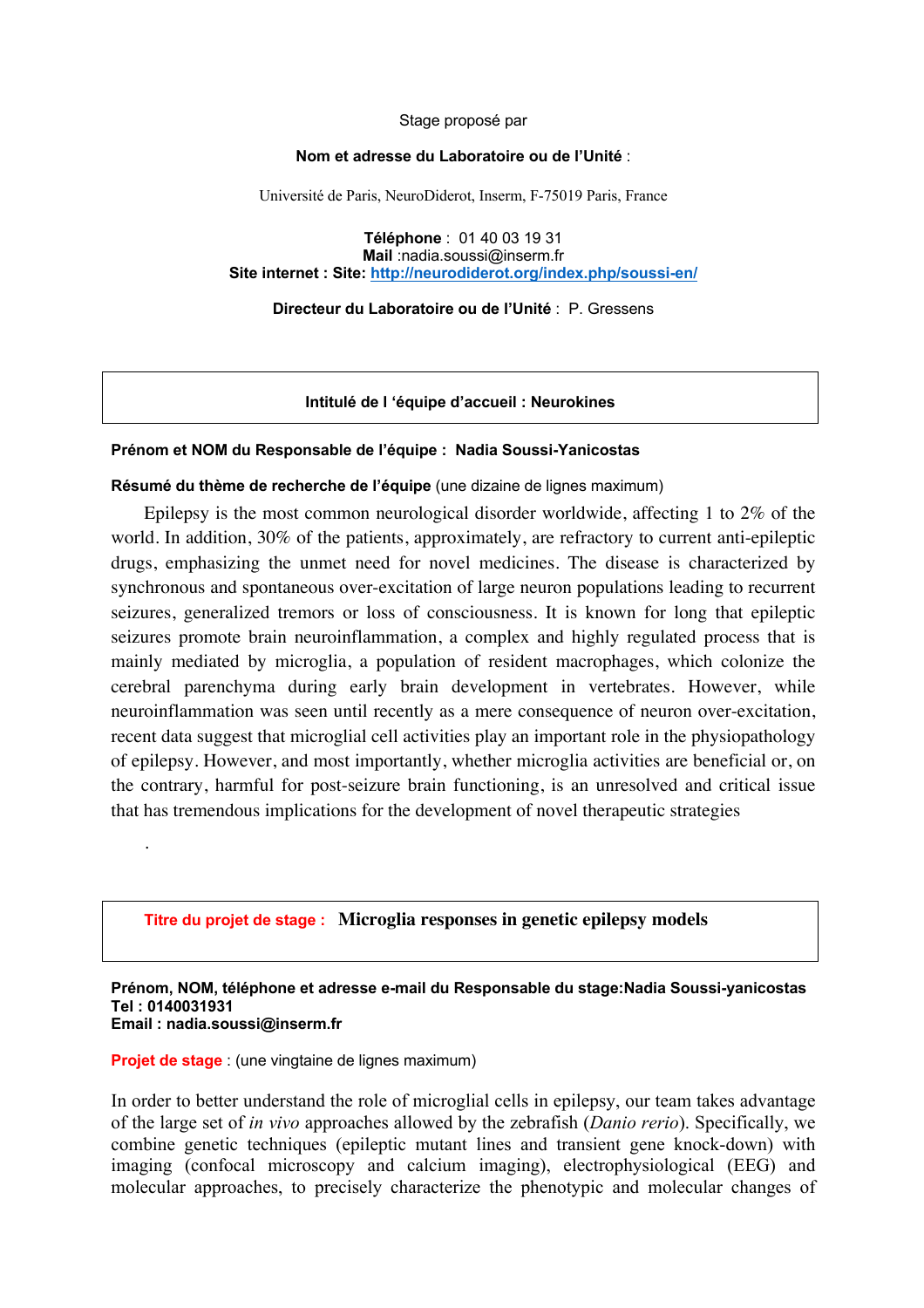Stage proposé par

**Nom et adresse du Laboratoire ou de l'Unité** :

Université de Paris, NeuroDiderot, Inserm, F-75019 Paris, France

**Téléphone** : 01 40 03 19 31
**Mail** :nadia.soussi@inserm.fr
**Site internet : Site: [http://neurodiderot.org/index.php/soussi-en/](http://neurodiderot.org/index.php/soussi-en/)**

**Directeur du Laboratoire ou de l'Unité** : P. Gressens

**Intitulé de l 'équipe d'accueil : Neurokines**

**Prénom et NOM du Responsable de l'équipe : Nadia Soussi-Yanicostas**

**Résumé du thème de recherche de l'équipe** (une dizaine de lignes maximum)

Epilepsy is the most common neurological disorder worldwide, affecting 1 to 2% of the world. In addition, 30% of the patients, approximately, are refractory to current anti-epileptic drugs, emphasizing the unmet need for novel medicines. The disease is characterized by synchronous and spontaneous over-excitation of large neuron populations leading to recurrent seizures, generalized tremors or loss of consciousness. It is known for long that epileptic seizures promote brain neuroinflammation, a complex and highly regulated process that is mainly mediated by microglia, a population of resident macrophages, which colonize the cerebral parenchyma during early brain development in vertebrates. However, while neuroinflammation was seen until recently as a mere consequence of neuron over-excitation, recent data suggest that microglial cell activities play an important role in the physiopathology of epilepsy. However, and most importantly, whether microglia activities are beneficial or, on the contrary, harmful for post-seizure brain functioning, is an unresolved and critical issue that has tremendous implications for the development of novel therapeutic strategies

.

**Titre du projet de stage : Microglia responses in genetic epilepsy models**

**Prénom, NOM, téléphone et adresse e-mail du Responsable du stage:Nadia Soussi-yanicostas**
**Tel : 0140031931**
**Email : nadia.soussi@inserm.fr**

**Projet de stage** : (une vingtaine de lignes maximum)

In order to better understand the role of microglial cells in epilepsy, our team takes advantage of the large set of *in vivo* approaches allowed by the zebrafish (*Danio rerio*). Specifically, we combine genetic techniques (epileptic mutant lines and transient gene knock-down) with imaging (confocal microscopy and calcium imaging), electrophysiological (EEG) and molecular approaches, to precisely characterize the phenotypic and molecular changes of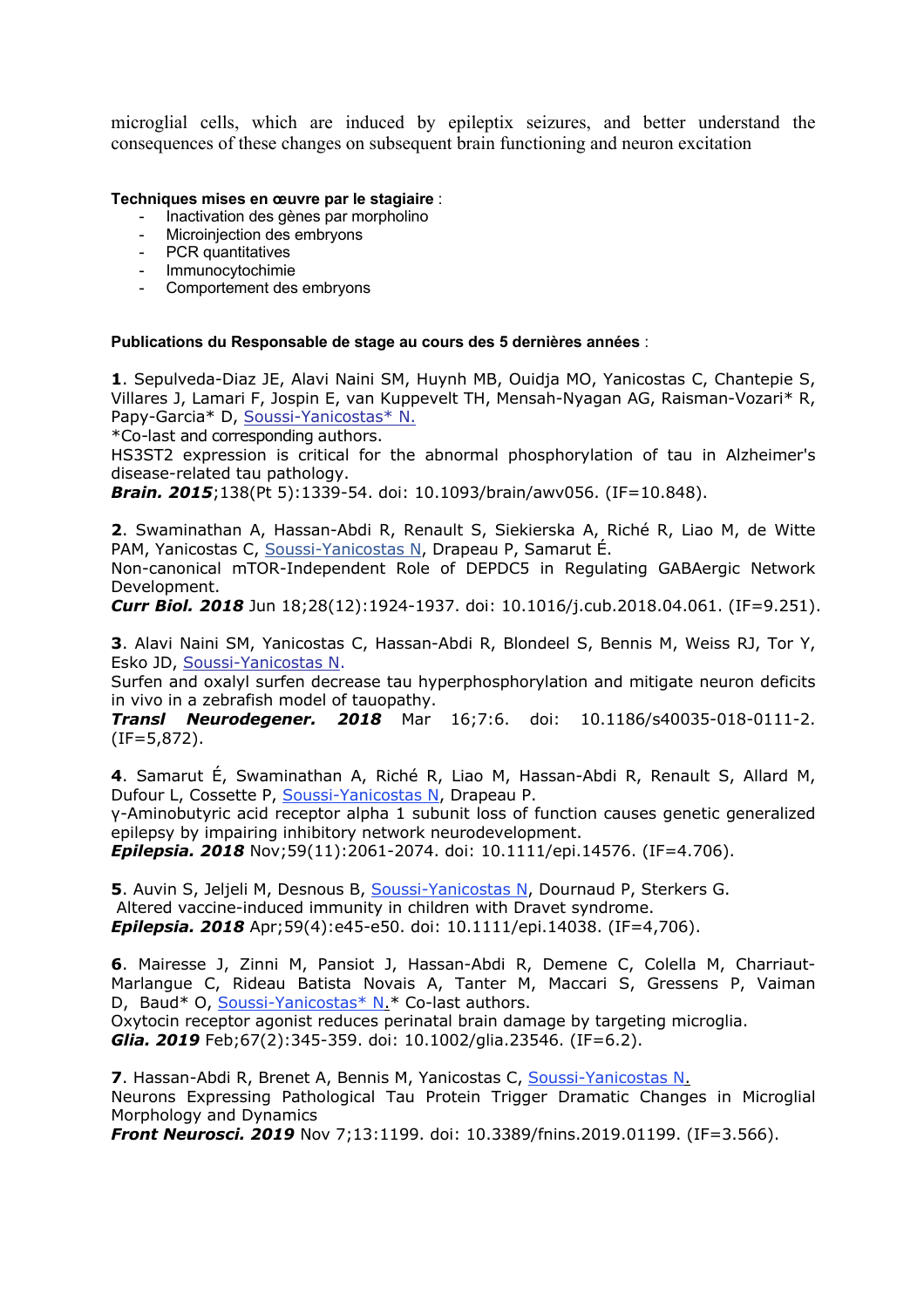microglial cells, which are induced by epileptix seizures, and better understand the consequences of these changes on subsequent brain functioning and neuron excitation

**Techniques mises en œuvre par le stagiaire** :

- Inactivation des gènes par morpholino
- Microinjection des embryons
- PCR quantitatives
- Immunocytochimie
- Comportement des embryons

**Publications du Responsable de stage au cours des 5 dernières années** :

**1**. Sepulveda-Diaz JE, Alavi Naini SM, Huynh MB, Ouidja MO, Yanicostas C, Chantepie S, Villares J, Lamari F, Jospin E, van Kuppevelt TH, Mensah-Nyagan AG, Raisman-Vozari* R, Papy-Garcia* D, Soussi-Yanicostas* N.
*Co-last and corresponding authors.
HS3ST2 expression is critical for the abnormal phosphorylation of tau in Alzheimer's disease-related tau pathology.
***Brain. 2015***;138(Pt 5):1339-54. doi: 10.1093/brain/awv056. (IF=10.848).

**2**. Swaminathan A, Hassan-Abdi R, Renault S, Siekierska A, Riché R, Liao M, de Witte PAM, Yanicostas C, Soussi-Yanicostas N, Drapeau P, Samarut É.
Non-canonical mTOR-Independent Role of DEPDC5 in Regulating GABAergic Network Development.
***Curr Biol. 2018*** Jun 18;28(12):1924-1937. doi: 10.1016/j.cub.2018.04.061. (IF=9.251).

**3**. Alavi Naini SM, Yanicostas C, Hassan-Abdi R, Blondeel S, Bennis M, Weiss RJ, Tor Y, Esko JD, Soussi-Yanicostas N.
Surfen and oxalyl surfen decrease tau hyperphosphorylation and mitigate neuron deficits in vivo in a zebrafish model of tauopathy.
***Transl Neurodegener. 2018*** Mar 16;7:6. doi: 10.1186/s40035-018-0111-2. (IF=5,872).

**4**. Samarut É, Swaminathan A, Riché R, Liao M, Hassan-Abdi R, Renault S, Allard M, Dufour L, Cossette P, Soussi-Yanicostas N, Drapeau P.
γ-Aminobutyric acid receptor alpha 1 subunit loss of function causes genetic generalized epilepsy by impairing inhibitory network neurodevelopment.
***Epilepsia. 2018*** Nov;59(11):2061-2074. doi: 10.1111/epi.14576. (IF=4.706).

**5**. Auvin S, Jeljeli M, Desnous B, Soussi-Yanicostas N, Dournaud P, Sterkers G.
Altered vaccine-induced immunity in children with Dravet syndrome.
***Epilepsia. 2018*** Apr;59(4):e45-e50. doi: 10.1111/epi.14038. (IF=4,706).

**6**. Mairesse J, Zinni M, Pansiot J, Hassan-Abdi R, Demene C, Colella M, Charriaut-Marlangue C, Rideau Batista Novais A, Tanter M, Maccari S, Gressens P, Vaiman D, Baud* O, Soussi-Yanicostas* N.* Co-last authors.
Oxytocin receptor agonist reduces perinatal brain damage by targeting microglia.
***Glia. 2019*** Feb;67(2):345-359. doi: 10.1002/glia.23546. (IF=6.2).

**7**. Hassan-Abdi R, Brenet A, Bennis M, Yanicostas C, Soussi-Yanicostas N.
Neurons Expressing Pathological Tau Protein Trigger Dramatic Changes in Microglial Morphology and Dynamics
***Front Neurosci. 2019*** Nov 7;13:1199. doi: 10.3389/fnins.2019.01199. (IF=3.566).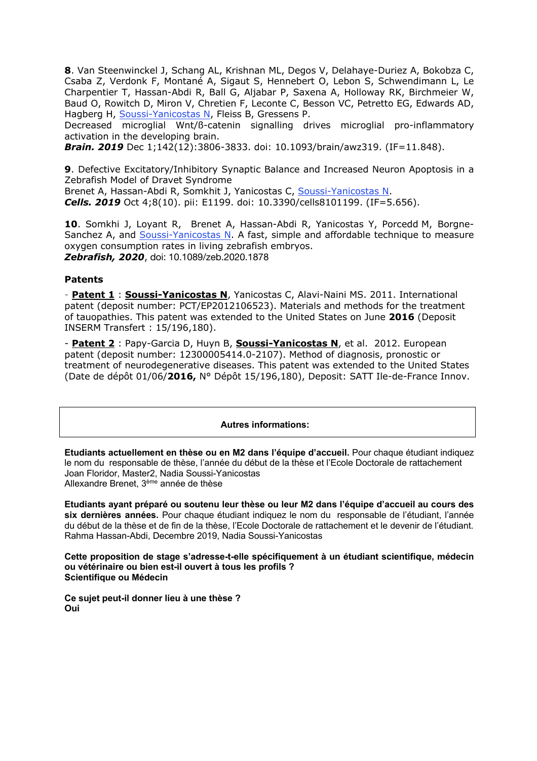**8**. Van Steenwinckel J, Schang AL, Krishnan ML, Degos V, Delahaye-Duriez A, Bokobza C, Csaba Z, Verdonk F, Montané A, Sigaut S, Hennebert O, Lebon S, Schwendimann L, Le Charpentier T, Hassan-Abdi R, Ball G, Aljabar P, Saxena A, Holloway RK, Birchmeier W, Baud O, Rowitch D, Miron V, Chretien F, Leconte C, Besson VC, Petretto EG, Edwards AD, Hagberg H, Soussi-Yanicostas N, Fleiss B, Gressens P.
Decreased microglial Wnt/ß-catenin signalling drives microglial pro-inflammatory activation in the developing brain.
***Brain. 2019*** Dec 1;142(12):3806-3833. doi: 10.1093/brain/awz319. (IF=11.848).

**9**. Defective Excitatory/Inhibitory Synaptic Balance and Increased Neuron Apoptosis in a Zebrafish Model of Dravet Syndrome
Brenet A, Hassan-Abdi R, Somkhit J, Yanicostas C, Soussi-Yanicostas N.
***Cells. 2019*** Oct 4;8(10). pii: E1199. doi: 10.3390/cells8101199. (IF=5.656).

**10**. Somkhi J, Loyant R, Brenet A, Hassan-Abdi R, Yanicostas Y, Porcedd M, Borgne-Sanchez A, and Soussi-Yanicostas N. A fast, simple and affordable technique to measure oxygen consumption rates in living zebrafish embryos.
***Zebrafish, 2020***, doi: 10.1089/zeb.2020.1878

**Patents**

- **Patent 1** : **Soussi-Yanicostas N**, Yanicostas C, Alavi-Naini MS. 2011. International patent (deposit number: PCT/EP2012106523). Materials and methods for the treatment of tauopathies. This patent was extended to the United States on June **2016** (Deposit INSERM Transfert : 15/196,180).

- **Patent 2** : Papy-Garcia D, Huyn B, **Soussi-Yanicostas N**, et al. 2012. European patent (deposit number: 12300005414.0-2107). Method of diagnosis, pronostic or treatment of neurodegenerative diseases. This patent was extended to the United States (Date de dépôt 01/06/**2016,** N° Dépôt 15/196,180), Deposit: SATT Ile-de-France Innov.

**Autres informations:**

**Etudiants actuellement en thèse ou en M2 dans l'équipe d'accueil.** Pour chaque étudiant indiquez le nom du responsable de thèse, l'année du début de la thèse et l'Ecole Doctorale de rattachement
Joan Floridor, Master2, Nadia Soussi-Yanicostas
Allexandre Brenet, 3ème année de thèse

**Etudiants ayant préparé ou soutenu leur thèse ou leur M2 dans l'équipe d'accueil au cours des six dernières années.** Pour chaque étudiant indiquez le nom du responsable de l'étudiant, l'année du début de la thèse et de fin de la thèse, l'Ecole Doctorale de rattachement et le devenir de l'étudiant.
Rahma Hassan-Abdi, Decembre 2019, Nadia Soussi-Yanicostas

**Cette proposition de stage s'adresse-t-elle spécifiquement à un étudiant scientifique, médecin ou vétérinaire ou bien est-il ouvert à tous les profils ?**
**Scientifique ou Médecin**

**Ce sujet peut-il donner lieu à une thèse ?**
**Oui**